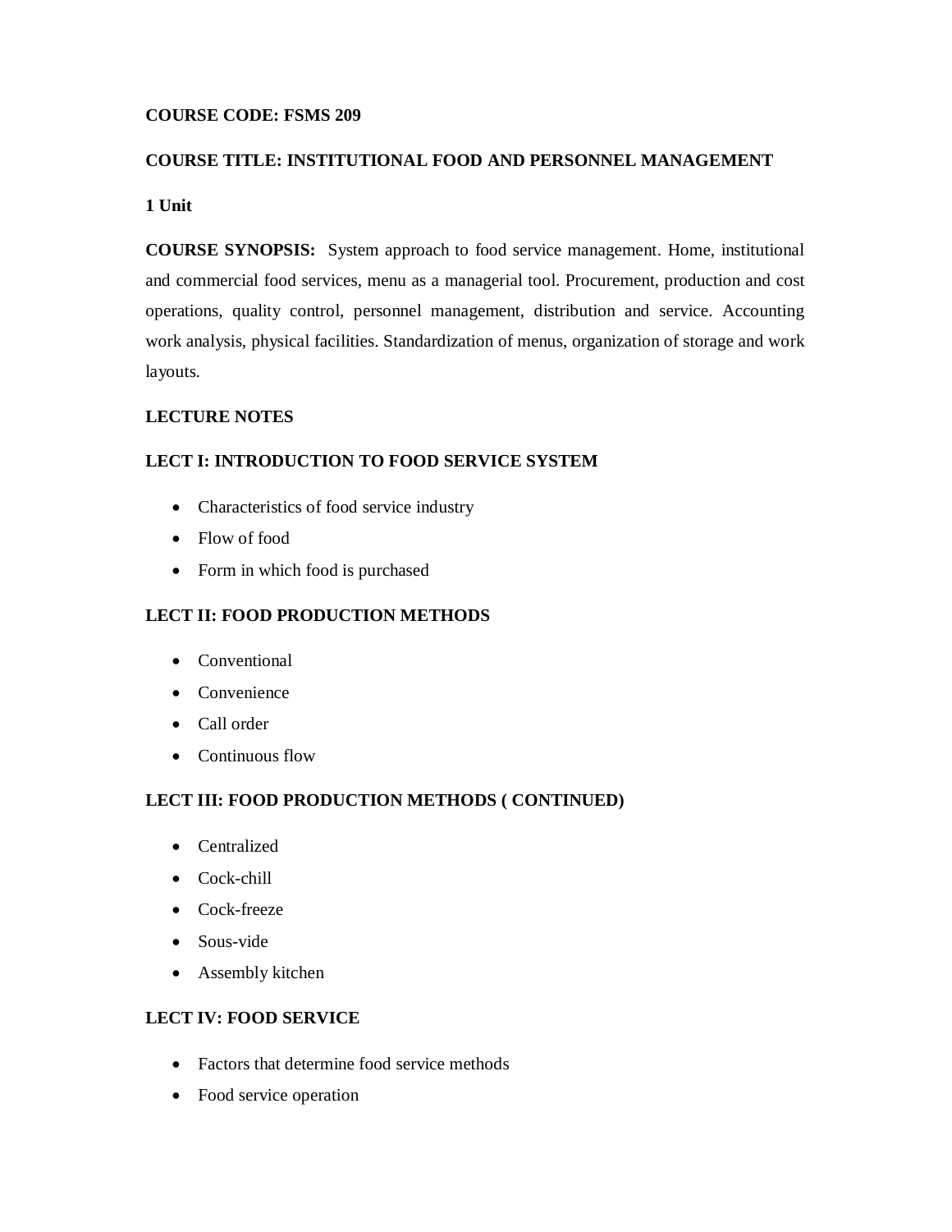**COURSE CODE: FSMS 209**

**COURSE TITLE: INSTITUTIONAL FOOD AND PERSONNEL MANAGEMENT**

**1 Unit**

**COURSE SYNOPSIS:** System approach to food service management. Home, institutional and commercial food services, menu as a managerial tool. Procurement, production and cost operations, quality control, personnel management, distribution and service. Accounting work analysis, physical facilities. Standardization of menus, organization of storage and work layouts.

**LECTURE NOTES**

**LECT I: INTRODUCTION TO FOOD SERVICE SYSTEM**

- Characteristics of food service industry
- Flow of food
- Form in which food is purchased

**LECT II: FOOD PRODUCTION METHODS**

- Conventional
- Convenience
- Call order
- Continuous flow

**LECT III: FOOD PRODUCTION METHODS ( CONTINUED)**

- Centralized
- Cock-chill
- Cock-freeze
- Sous-vide
- Assembly kitchen

**LECT IV: FOOD SERVICE**

- Factors that determine food service methods
- Food service operation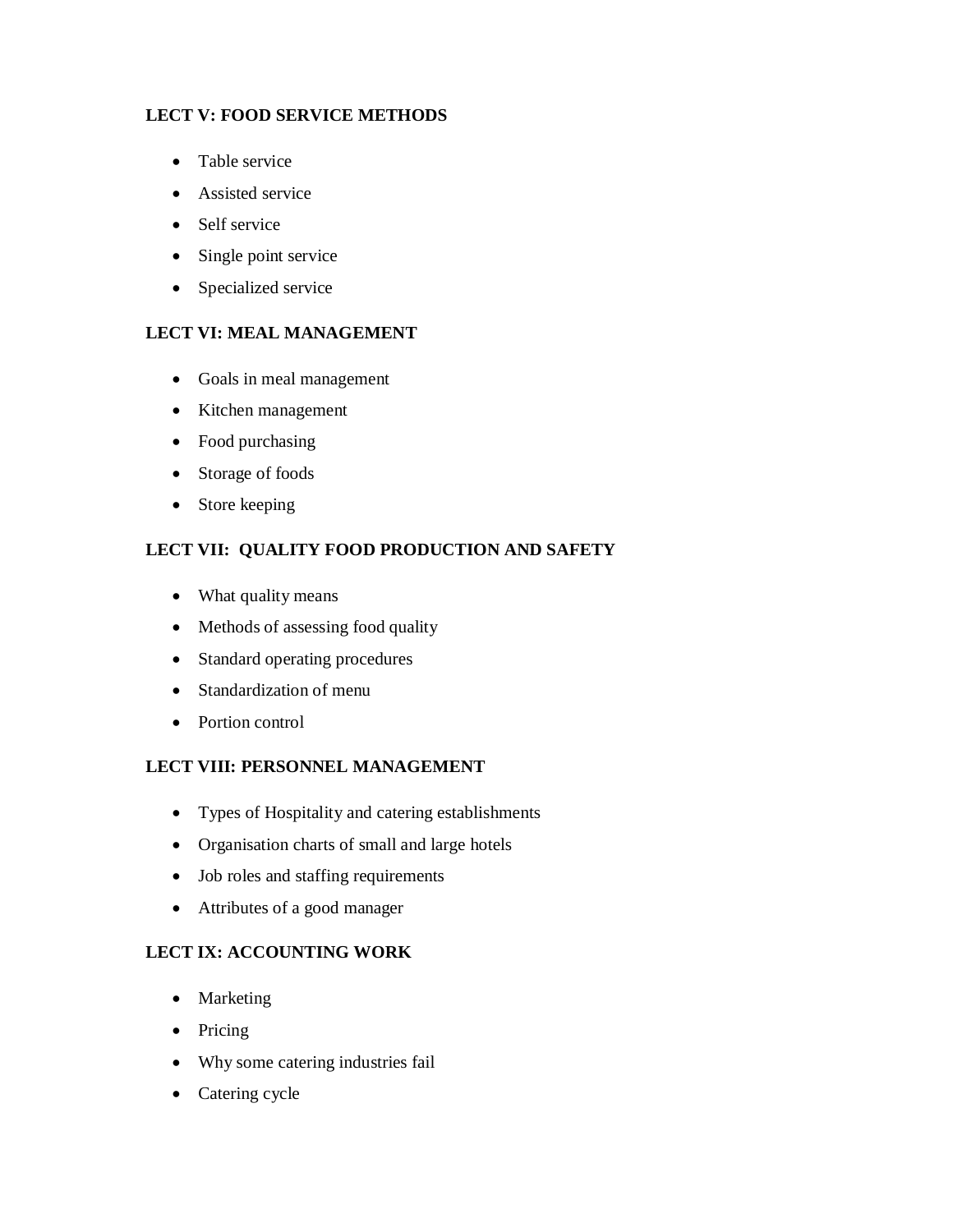**LECT V: FOOD SERVICE METHODS**

- Table service
- Assisted service
- Self service
- Single point service
- Specialized service

**LECT VI: MEAL MANAGEMENT**

- Goals in meal management
- Kitchen management
- Food purchasing
- Storage of foods
- Store keeping

**LECT VII: QUALITY FOOD PRODUCTION AND SAFETY**

- What quality means
- Methods of assessing food quality
- Standard operating procedures
- Standardization of menu
- Portion control

**LECT VIII: PERSONNEL MANAGEMENT**

- Types of Hospitality and catering establishments
- Organisation charts of small and large hotels
- Job roles and staffing requirements
- Attributes of a good manager

**LECT IX: ACCOUNTING WORK**

- Marketing
- Pricing
- Why some catering industries fail
- Catering cycle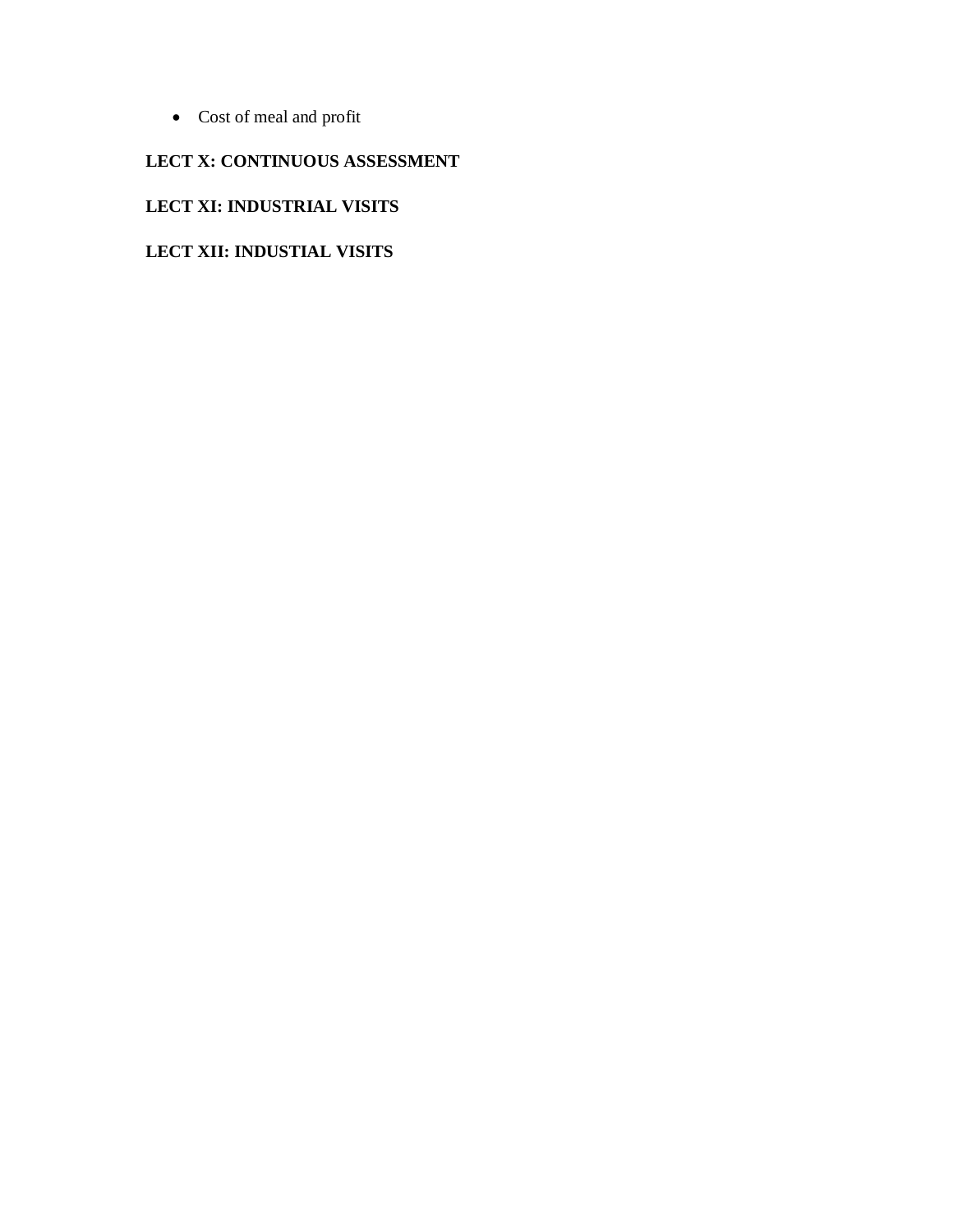- Cost of meal and profit

**LECT X: CONTINUOUS ASSESSMENT**

**LECT XI: INDUSTRIAL VISITS**

**LECT XII: INDUSTIAL VISITS**